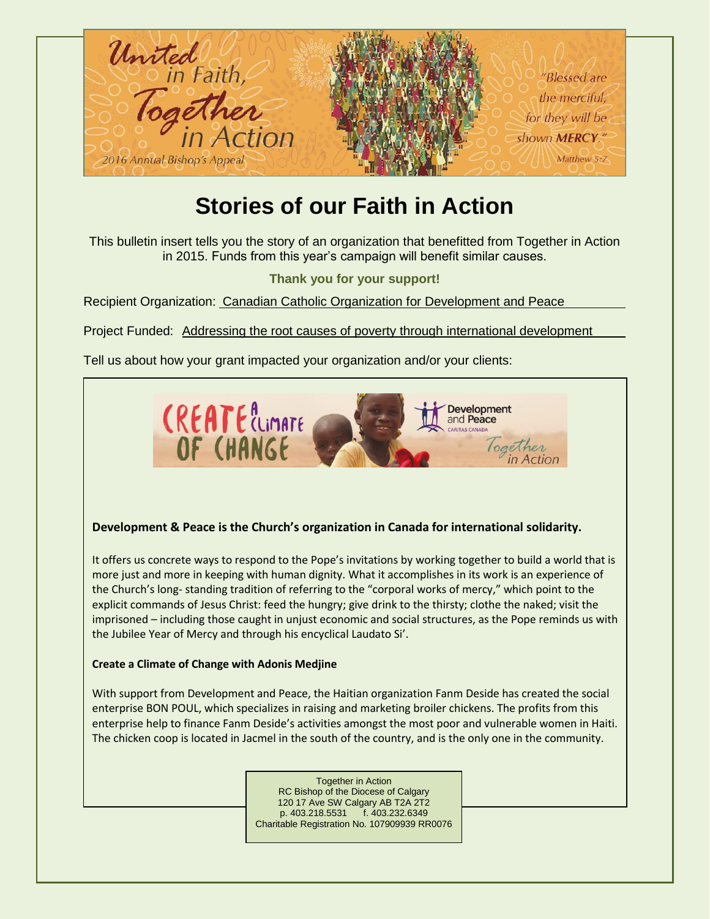United in Faith, Together in Action

2016 Annual Bishop's Appeal

*"Blessed are the merciful, for they will be shown MERCY."* Matthew 5:7

# Stories of our Faith in Action

This bulletin insert tells you the story of an organization that benefitted from Together in Action in 2015. Funds from this year's campaign will benefit similar causes.

**Thank you for your support!**

Recipient Organization: Canadian Catholic Organization for Development and Peace

Project Funded: Addressing the root causes of poverty through international development

Tell us about how your grant impacted your organization and/or your clients:

CREATE A CLIMATE OF CHANGE — Development and Peace, CARITAS CANADA — Together in Action

**Development & Peace is the Church's organization in Canada for international solidarity.**

It offers us concrete ways to respond to the Pope's invitations by working together to build a world that is more just and more in keeping with human dignity. What it accomplishes in its work is an experience of the Church's long- standing tradition of referring to the "corporal works of mercy," which point to the explicit commands of Jesus Christ: feed the hungry; give drink to the thirsty; clothe the naked; visit the imprisoned – including those caught in unjust economic and social structures, as the Pope reminds us with the Jubilee Year of Mercy and through his encyclical Laudato Si'.

**Create a Climate of Change with Adonis Medjine**

With support from Development and Peace, the Haitian organization Fanm Deside has created the social enterprise BON POUL, which specializes in raising and marketing broiler chickens. The profits from this enterprise help to finance Fanm Deside's activities amongst the most poor and vulnerable women in Haiti. The chicken coop is located in Jacmel in the south of the country, and is the only one in the community.

Together in Action
RC Bishop of the Diocese of Calgary
120 17 Ave SW Calgary AB T2A 2T2
p. 403.218.5531 f. 403.232.6349
Charitable Registration No. 107909939 RR0076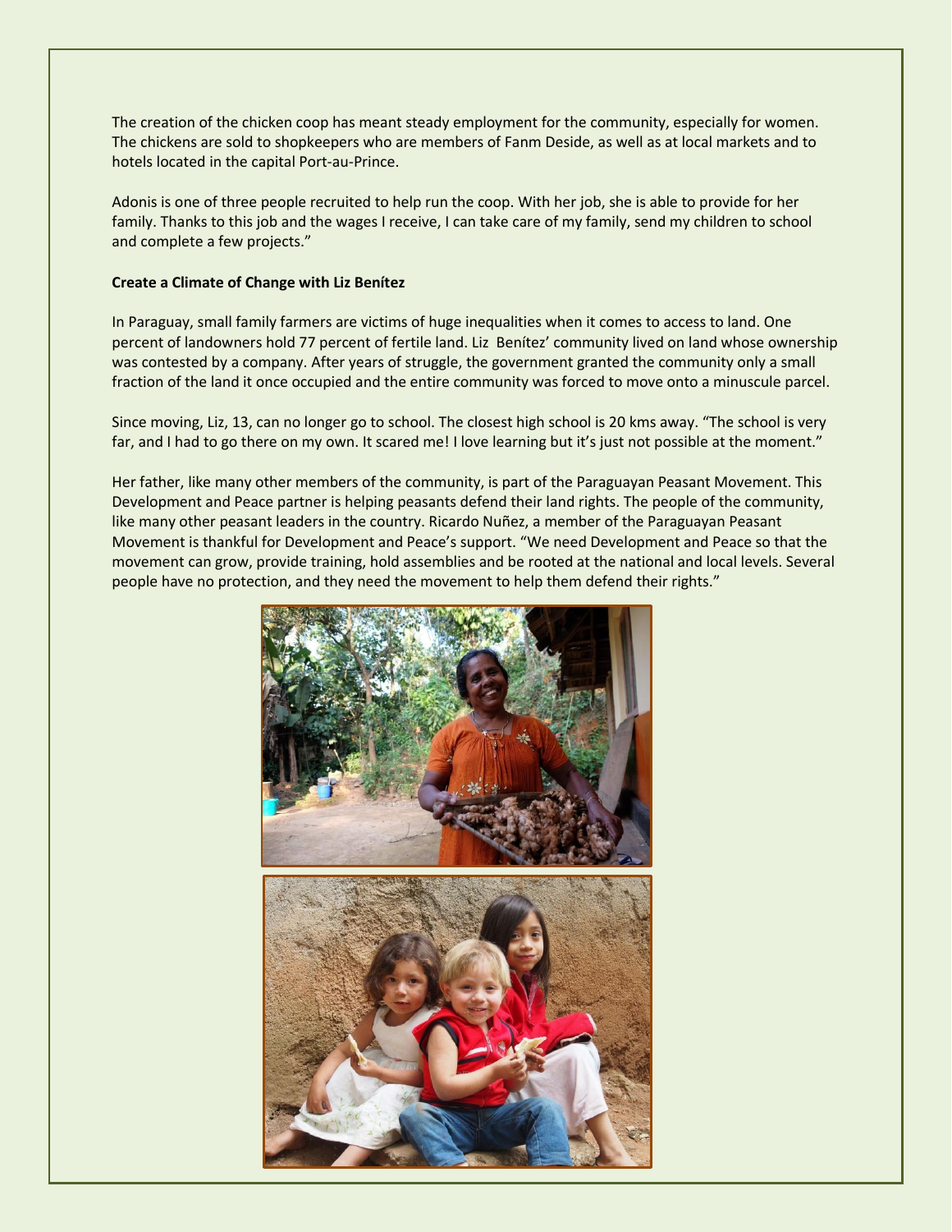The creation of the chicken coop has meant steady employment for the community, especially for women. The chickens are sold to shopkeepers who are members of Fanm Deside, as well as at local markets and to hotels located in the capital Port-au-Prince.

Adonis is one of three people recruited to help run the coop. With her job, she is able to provide for her family. Thanks to this job and the wages I receive, I can take care of my family, send my children to school and complete a few projects."

**Create a Climate of Change with Liz Benítez**

In Paraguay, small family farmers are victims of huge inequalities when it comes to access to land. One percent of landowners hold 77 percent of fertile land. Liz Benítez' community lived on land whose ownership was contested by a company. After years of struggle, the government granted the community only a small fraction of the land it once occupied and the entire community was forced to move onto a minuscule parcel.

Since moving, Liz, 13, can no longer go to school. The closest high school is 20 kms away. "The school is very far, and I had to go there on my own. It scared me! I love learning but it's just not possible at the moment."

Her father, like many other members of the community, is part of the Paraguayan Peasant Movement. This Development and Peace partner is helping peasants defend their land rights. The people of the community, like many other peasant leaders in the country. Ricardo Nuñez, a member of the Paraguayan Peasant Movement is thankful for Development and Peace's support. "We need Development and Peace so that the movement can grow, provide training, hold assemblies and be rooted at the national and local levels. Several people have no protection, and they need the movement to help them defend their rights."